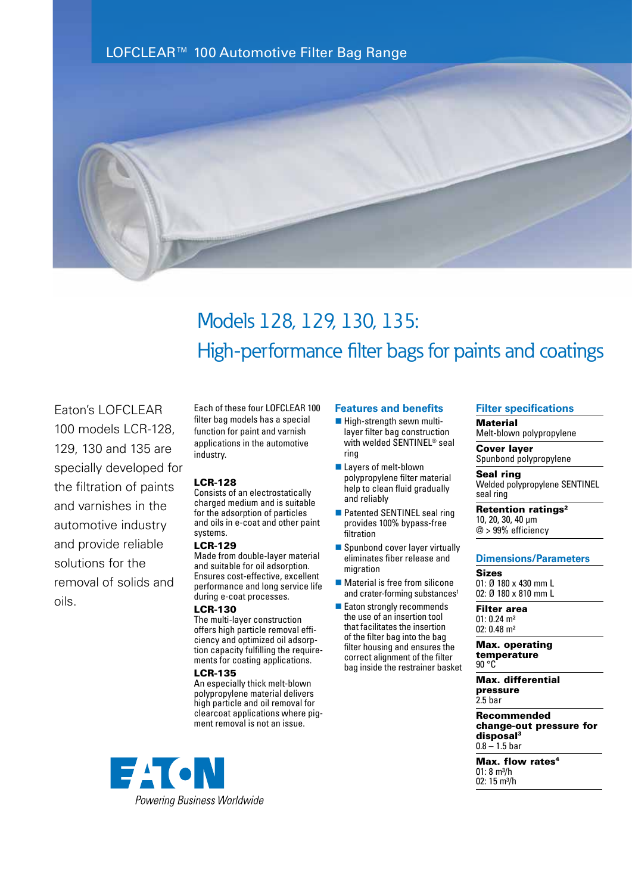LOFCLEAR™ 100 Automotive Filter Bag Range

# Models 128, 129, 130, 135: High-performance filter bags for paints and coatings

Eaton's LOFCLEAR 100 models LCR-128, 129, 130 and 135 are specially developed for the filtration of paints and varnishes in the automotive industry and provide reliable solutions for the removal of solids and oils.

Each of these four LOFCLEAR 100 filter bag models has a special function for paint and varnish applications in the automotive industry.

**LCR-128**
Consists of an electrostatically charged medium and is suitable for the adsorption of particles and oils in e-coat and other paint systems.

**LCR-129**
Made from double-layer material and suitable for oil adsorption. Ensures cost-effective, excellent performance and long service life during e-coat processes.

**LCR-130**
The multi-layer construction offers high particle removal efficiency and optimized oil adsorption capacity fulfilling the requirements for coating applications.

**LCR-135**
An especially thick melt-blown polypropylene material delivers high particle and oil removal for clearcoat applications where pigment removal is not an issue.

## Features and benefits

- High-strength sewn multi-layer filter bag construction with welded SENTINEL® seal ring
- Layers of melt-blown polypropylene filter material help to clean fluid gradually and reliably
- Patented SENTINEL seal ring provides 100% bypass-free filtration
- Spunbond cover layer virtually eliminates fiber release and migration
- Material is free from silicone and crater-forming substances[1]
- Eaton strongly recommends the use of an insertion tool that facilitates the insertion of the filter bag into the bag filter housing and ensures the correct alignment of the filter bag inside the restrainer basket

## Filter specifications

**Material**
Melt-blown polypropylene

**Cover layer**
Spunbond polypropylene

**Seal ring**
Welded polypropylene SENTINEL seal ring

**Retention ratings[2]**
10, 20, 30, 40 µm
@ > 99% efficiency

## Dimensions/Parameters

**Sizes**
01: Ø 180 x 430 mm L
02: Ø 180 x 810 mm L

**Filter area**
01: 0.24 m²
02: 0.48 m²

**Max. operating temperature**
90 °C

**Max. differential pressure**
2.5 bar

**Recommended change-out pressure for disposal[3]**
0.8 – 1.5 bar

**Max. flow rates[4]**
01: 8 m³/h
02: 15 m³/h

EATON
*Powering Business Worldwide*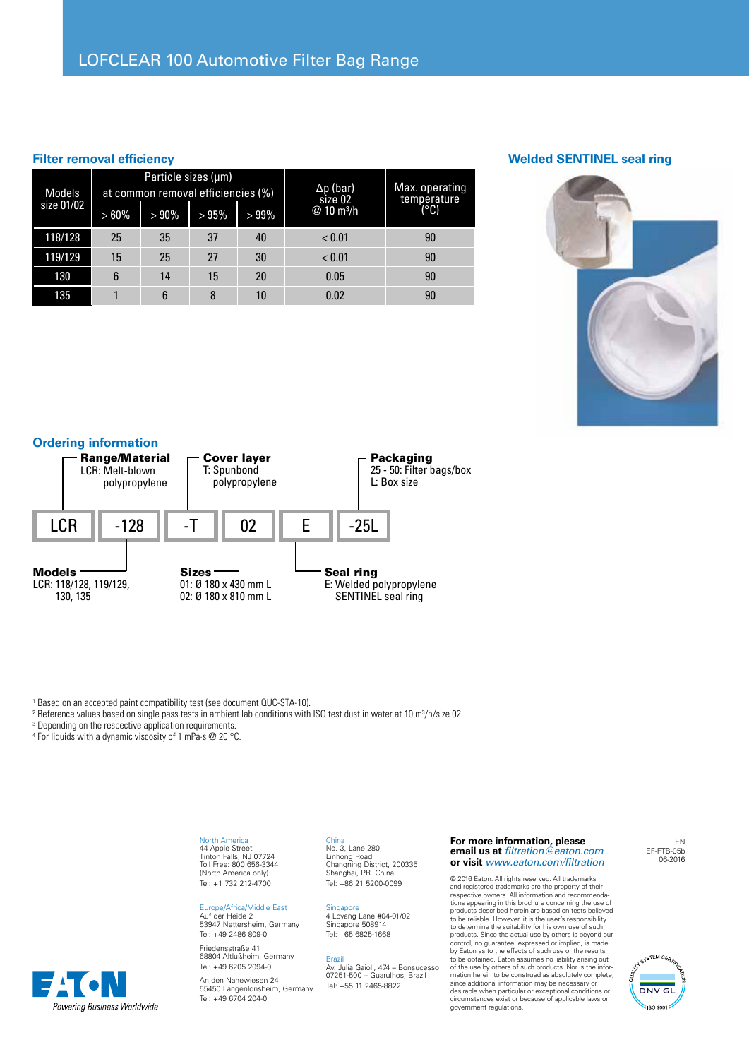# LOFCLEAR 100 Automotive Filter Bag Range

## Filter removal efficiency

| Models size 01/02 | Particle sizes (µm) at common removal efficiencies (%) | | | | Δp (bar) size 02 @ 10 m³/h | Max. operating temperature (°C) |
|---|---|---|---|---|---|---|
| | > 60% | > 90% | > 95% | > 99% | | |
| 118/128 | 25 | 35 | 37 | 40 | < 0.01 | 90 |
| 119/129 | 15 | 25 | 27 | 30 | < 0.01 | 90 |
| 130 | 6 | 14 | 15 | 20 | 0.05 | 90 |
| 135 | 1 | 6 | 8 | 10 | 0.02 | 90 |

## Welded SENTINEL seal ring

## Ordering information

| LCR | -128 | -T | 02 | E | -25L |
|---|---|---|---|---|---|

**Range/Material**
LCR: Melt-blown polypropylene

**Cover layer**
T: Spunbond polypropylene

**Packaging**
25 - 50: Filter bags/box
L: Box size

**Models**
LCR: 118/128, 119/129, 130, 135

**Sizes**
01: Ø 180 x 430 mm L
02: Ø 180 x 810 mm L

**Seal ring**
E: Welded polypropylene SENTINEL seal ring

---

[1] Based on an accepted paint compatibility test (see document QUC-STA-10).
[2] Reference values based on single pass tests in ambient lab conditions with ISO test dust in water at 10 m³/h/size 02.
[3] Depending on the respective application requirements.
[4] For liquids with a dynamic viscosity of 1 mPa·s @ 20 °C.

North America
44 Apple Street
Tinton Falls, NJ 07724
Toll Free: 800 656-3344
(North America only)
Tel: +1 732 212-4700

Europe/Africa/Middle East
Auf der Heide 2
53947 Nettersheim, Germany
Tel: +49 2486 809-0

Friedensstraße 41
68804 Altlußheim, Germany
Tel: +49 6205 2094-0

An den Nahewiesen 24
55450 Langenlonsheim, Germany
Tel: +49 6704 204-0

China
No. 3, Lane 280,
Linhong Road
Changning District, 200335
Shanghai, P.R. China
Tel: +86 21 5200-0099

Singapore
4 Loyang Lane #04-01/02
Singapore 508914
Tel: +65 6825-1668

Brazil
Av. Julia Gaioli, 474 – Bonsucesso
07251-500 – Guarulhos, Brazil
Tel: +55 11 2465-8822

**For more information, please email us at** *filtration@eaton.com*
**or visit** *www.eaton.com/filtration*

© 2016 Eaton. All rights reserved. All trademarks and registered trademarks are the property of their respective owners. All information and recommendations appearing in this brochure concerning the use of products described herein are based on tests believed to be reliable. However, it is the user's responsibility to determine the suitability for his own use of such products. Since the actual use by others is beyond our control, no guarantee, expressed or implied, is made by Eaton as to the effects of such use or the results to be obtained. Eaton assumes no liability arising out of the use by others of such products. Nor is the information herein to be construed as absolutely complete, since additional information may be necessary or desirable when particular or exceptional conditions or circumstances exist or because of applicable laws or government regulations.

EN
EF-FTB-05b
06-2016

EATON
Powering Business Worldwide